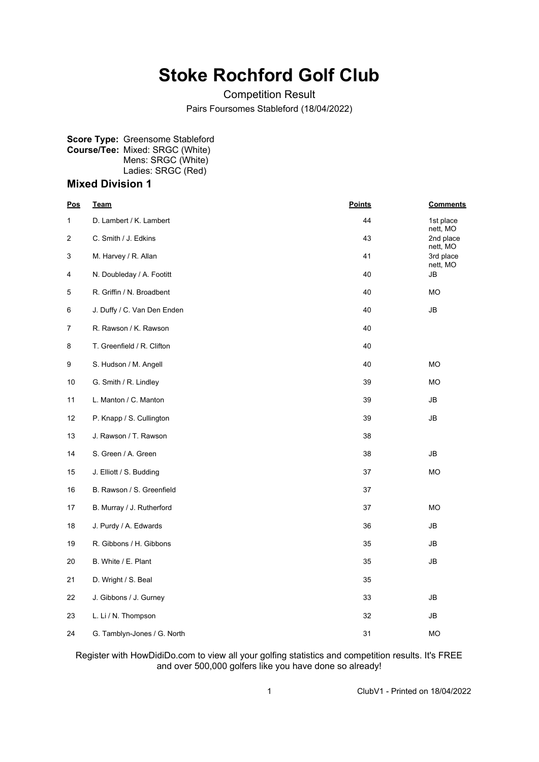# Stoke Rochford Golf Club

Competition Result

Pairs Foursomes Stableford (18/04/2022)

**Score Type:** Greensome Stableford
**Course/Tee:** Mixed: SRGC (White)
Mens: SRGC (White)
Ladies: SRGC (Red)

## Mixed Division 1

| Pos | Team | Points | Comments |
|---|---|---|---|
| 1 | D. Lambert / K. Lambert | 44 | 1st place nett, MO |
| 2 | C. Smith / J. Edkins | 43 | 2nd place nett, MO |
| 3 | M. Harvey / R. Allan | 41 | 3rd place nett, MO |
| 4 | N. Doubleday / A. Footitt | 40 | JB |
| 5 | R. Griffin / N. Broadbent | 40 | MO |
| 6 | J. Duffy / C. Van Den Enden | 40 | JB |
| 7 | R. Rawson / K. Rawson | 40 | |
| 8 | T. Greenfield / R. Clifton | 40 | |
| 9 | S. Hudson / M. Angell | 40 | MO |
| 10 | G. Smith / R. Lindley | 39 | MO |
| 11 | L. Manton / C. Manton | 39 | JB |
| 12 | P. Knapp / S. Cullington | 39 | JB |
| 13 | J. Rawson / T. Rawson | 38 | |
| 14 | S. Green / A. Green | 38 | JB |
| 15 | J. Elliott / S. Budding | 37 | MO |
| 16 | B. Rawson / S. Greenfield | 37 | |
| 17 | B. Murray / J. Rutherford | 37 | MO |
| 18 | J. Purdy / A. Edwards | 36 | JB |
| 19 | R. Gibbons / H. Gibbons | 35 | JB |
| 20 | B. White / E. Plant | 35 | JB |
| 21 | D. Wright / S. Beal | 35 | |
| 22 | J. Gibbons / J. Gurney | 33 | JB |
| 23 | L. Li / N. Thompson | 32 | JB |
| 24 | G. Tamblyn-Jones / G. North | 31 | MO |

Register with HowDidiDo.com to view all your golfing statistics and competition results. It's FREE and over 500,000 golfers like you have done so already!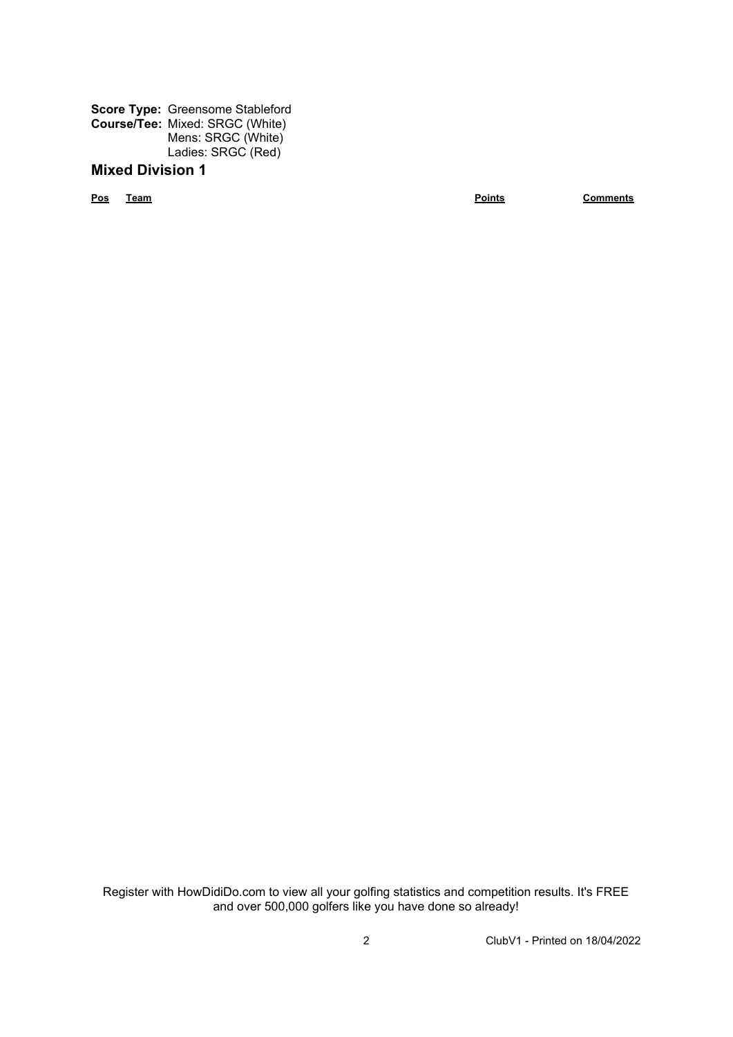**Score Type:** Greensome Stableford
**Course/Tee:** Mixed: SRGC (White)
Mens: SRGC (White)
Ladies: SRGC (Red)

## Mixed Division 1

| Pos | Team | Points | Comments |
|---|---|---|---|

Register with HowDidiDo.com to view all your golfing statistics and competition results. It's FREE and over 500,000 golfers like you have done so already!

ClubV1 - Printed on 18/04/2022